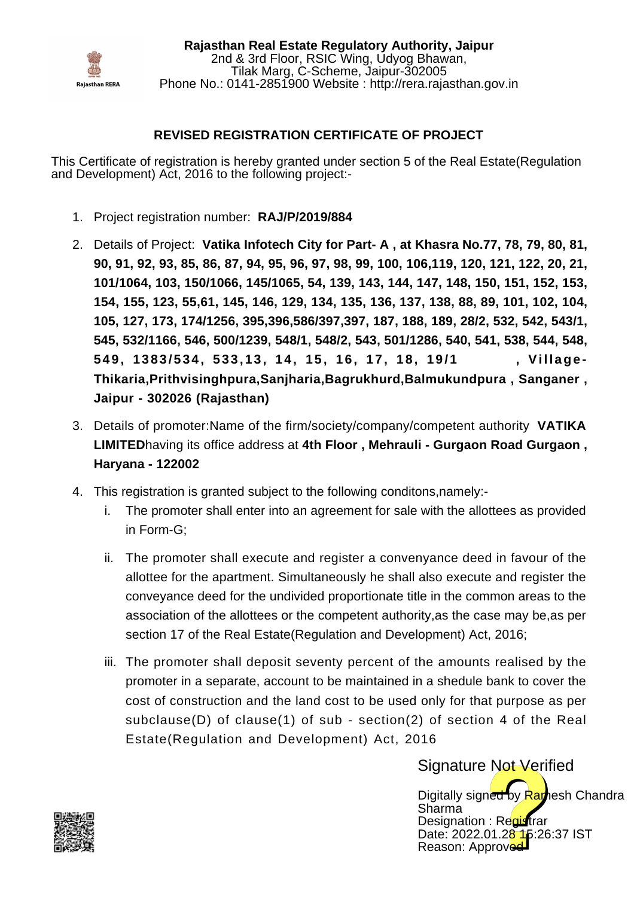**Rajasthan Real Estate Regulatory Authority, Jaipur**
2nd & 3rd Floor, RSIC Wing, Udyog Bhawan,
Tilak Marg, C-Scheme, Jaipur-302005
Phone No.: 0141-2851900 Website : http://rera.rajasthan.gov.in

## REVISED REGISTRATION CERTIFICATE OF PROJECT

This Certificate of registration is hereby granted under section 5 of the Real Estate(Regulation and Development) Act, 2016 to the following project:-

1. Project registration number: **RAJ/P/2019/884**
2. Details of Project: **Vatika Infotech City for Part- A , at Khasra No.77, 78, 79, 80, 81, 90, 91, 92, 93, 85, 86, 87, 94, 95, 96, 97, 98, 99, 100, 106,119, 120, 121, 122, 20, 21, 101/1064, 103, 150/1066, 145/1065, 54, 139, 143, 144, 147, 148, 150, 151, 152, 153, 154, 155, 123, 55,61, 145, 146, 129, 134, 135, 136, 137, 138, 88, 89, 101, 102, 104, 105, 127, 173, 174/1256, 395,396,586/397,397, 187, 188, 189, 28/2, 532, 542, 543/1, 545, 532/1166, 546, 500/1239, 548/1, 548/2, 543, 501/1286, 540, 541, 538, 544, 548, 549, 1383/534, 533,13, 14, 15, 16, 17, 18, 19/1 , Village-Thikaria,Prithvisinghpura,Sanjharia,Bagrukhurd,Balmukundpura , Sanganer , Jaipur - 302026 (Rajasthan)**
3. Details of promoter:Name of the firm/society/company/competent authority **VATIKA LIMITED**having its office address at **4th Floor , Mehrauli - Gurgaon Road Gurgaon , Haryana - 122002**
4. This registration is granted subject to the following conditons,namely:-
   i. The promoter shall enter into an agreement for sale with the allottees as provided in Form-G;
   ii. The promoter shall execute and register a convenyance deed in favour of the allottee for the apartment. Simultaneously he shall also execute and register the conveyance deed for the undivided proportionate title in the common areas to the association of the allottees or the competent authority,as the case may be,as per section 17 of the Real Estate(Regulation and Development) Act, 2016;
   iii. The promoter shall deposit seventy percent of the amounts realised by the promoter in a separate, account to be maintained in a shedule bank to cover the cost of construction and the land cost to be used only for that purpose as per subclause(D) of clause(1) of sub - section(2) of section 4 of the Real Estate(Regulation and Development) Act, 2016

Signature Not Verified

Digitally signed by Ramesh Chandra Sharma
Designation : Registrar
Date: 2022.01.28 15:26:37 IST
Reason: Approved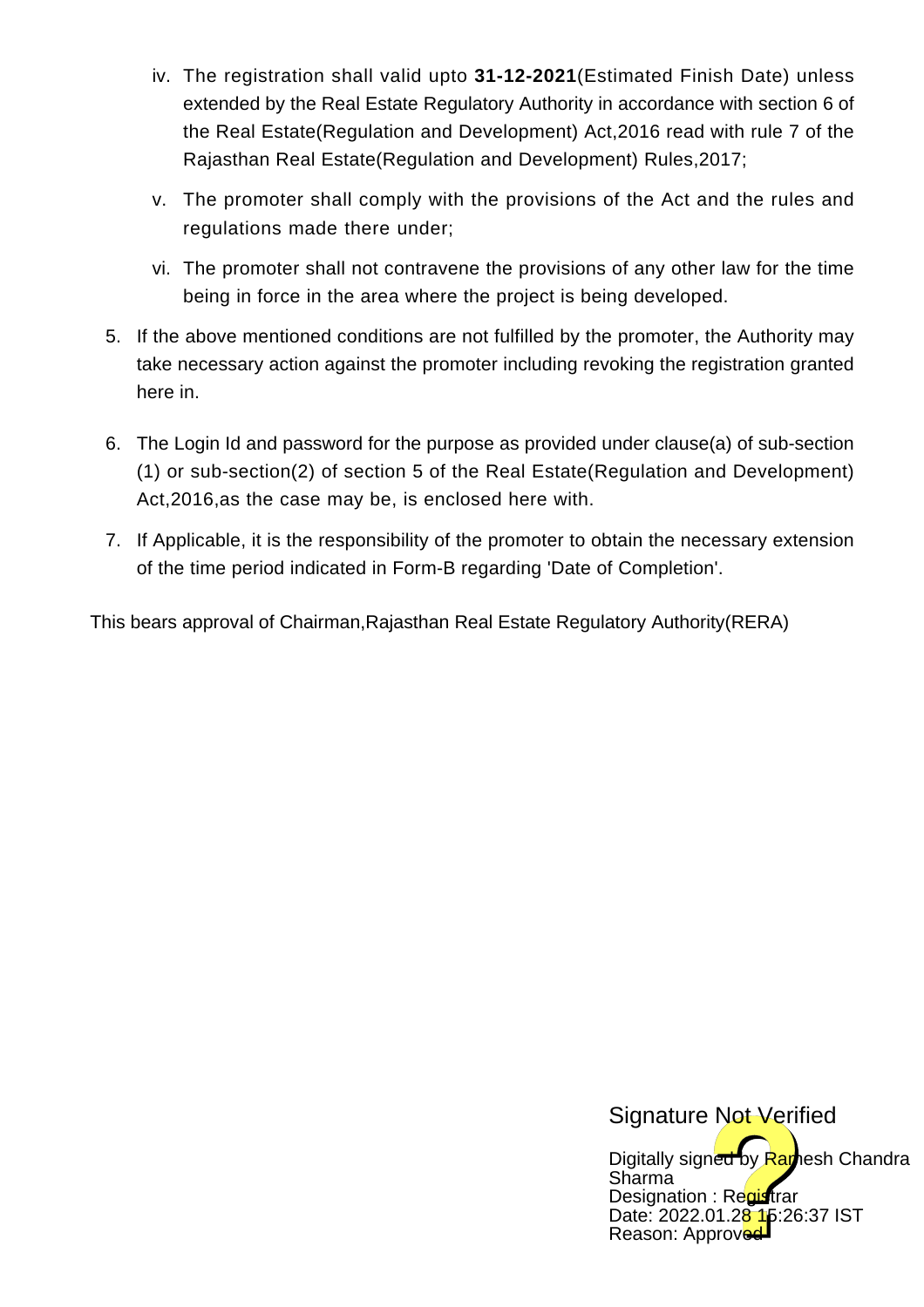iv. The registration shall valid upto **31-12-2021**(Estimated Finish Date) unless extended by the Real Estate Regulatory Authority in accordance with section 6 of the Real Estate(Regulation and Development) Act,2016 read with rule 7 of the Rajasthan Real Estate(Regulation and Development) Rules,2017;

v. The promoter shall comply with the provisions of the Act and the rules and regulations made there under;

vi. The promoter shall not contravene the provisions of any other law for the time being in force in the area where the project is being developed.

5. If the above mentioned conditions are not fulfilled by the promoter, the Authority may take necessary action against the promoter including revoking the registration granted here in.

6. The Login Id and password for the purpose as provided under clause(a) of sub-section (1) or sub-section(2) of section 5 of the Real Estate(Regulation and Development) Act,2016,as the case may be, is enclosed here with.

7. If Applicable, it is the responsibility of the promoter to obtain the necessary extension of the time period indicated in Form-B regarding 'Date of Completion'.

This bears approval of Chairman,Rajasthan Real Estate Regulatory Authority(RERA)

Signature Not Verified

Digitally signed by Ramesh Chandra Sharma
Designation : Registrar
Date: 2022.01.28 15:26:37 IST
Reason: Approved